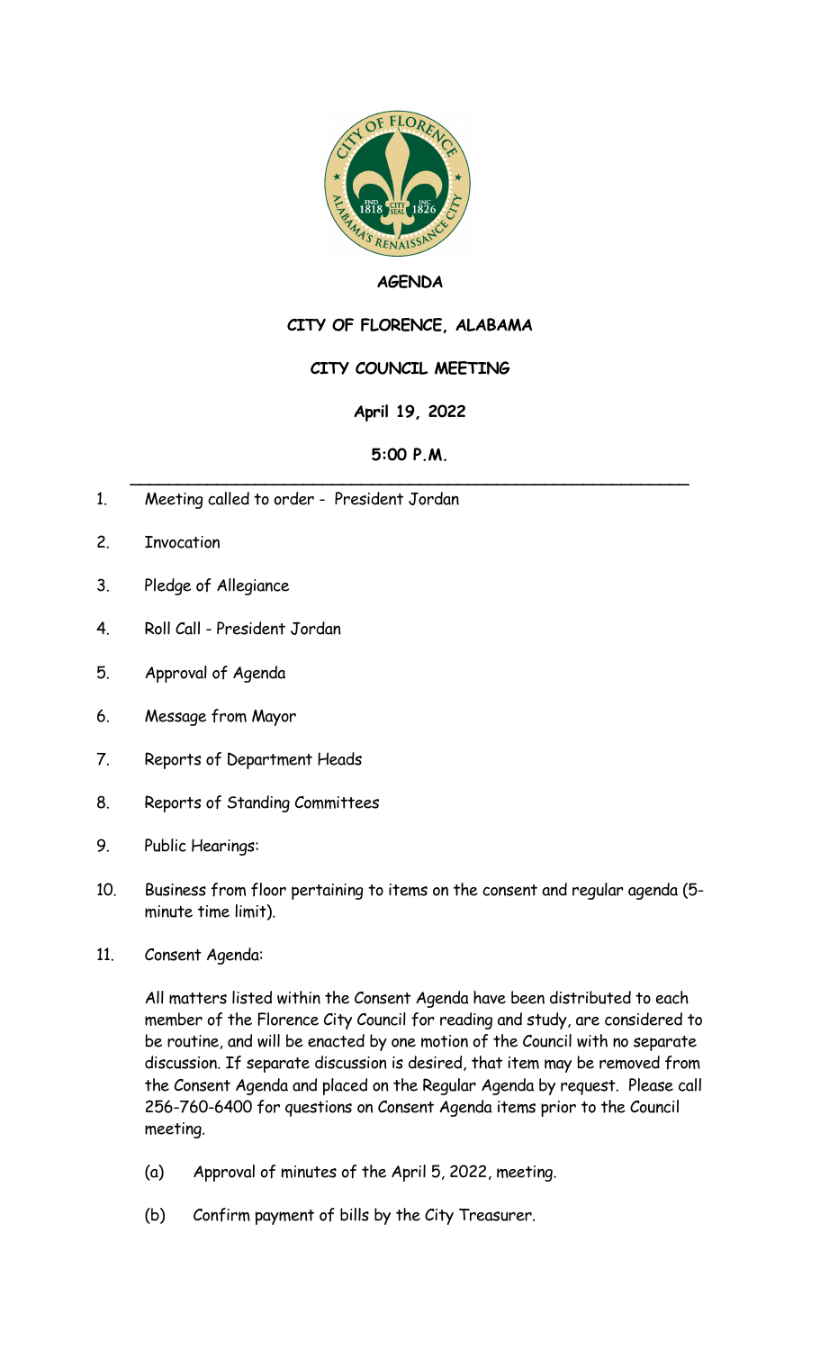**AGENDA**

**CITY OF FLORENCE, ALABAMA**

**CITY COUNCIL MEETING**

**April 19, 2022**

**5:00 P.M.**

---

1. Meeting called to order - President Jordan

2. Invocation

3. Pledge of Allegiance

4. Roll Call - President Jordan

5. Approval of Agenda

6. Message from Mayor

7. Reports of Department Heads

8. Reports of Standing Committees

9. Public Hearings:

10. Business from floor pertaining to items on the consent and regular agenda (5-minute time limit).

11. Consent Agenda:

    All matters listed within the Consent Agenda have been distributed to each member of the Florence City Council for reading and study, are considered to be routine, and will be enacted by one motion of the Council with no separate discussion. If separate discussion is desired, that item may be removed from the Consent Agenda and placed on the Regular Agenda by request. Please call 256-760-6400 for questions on Consent Agenda items prior to the Council meeting.

    (a) Approval of minutes of the April 5, 2022, meeting.

    (b) Confirm payment of bills by the City Treasurer.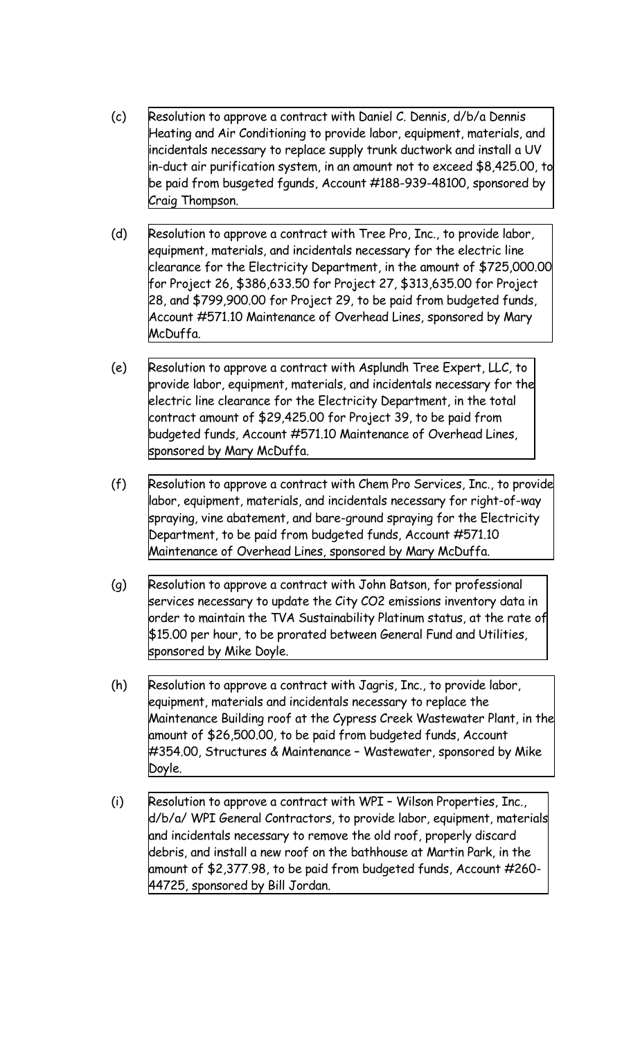(c) Resolution to approve a contract with Daniel C. Dennis, d/b/a Dennis Heating and Air Conditioning to provide labor, equipment, materials, and incidentals necessary to replace supply trunk ductwork and install a UV in-duct air purification system, in an amount not to exceed $8,425.00, to be paid from busgeted fgunds, Account #188-939-48100, sponsored by Craig Thompson.

(d) Resolution to approve a contract with Tree Pro, Inc., to provide labor, equipment, materials, and incidentals necessary for the electric line clearance for the Electricity Department, in the amount of $725,000.00 for Project 26, $386,633.50 for Project 27, $313,635.00 for Project 28, and $799,900.00 for Project 29, to be paid from budgeted funds, Account #571.10 Maintenance of Overhead Lines, sponsored by Mary McDuffa.

(e) Resolution to approve a contract with Asplundh Tree Expert, LLC, to provide labor, equipment, materials, and incidentals necessary for the electric line clearance for the Electricity Department, in the total contract amount of $29,425.00 for Project 39, to be paid from budgeted funds, Account #571.10 Maintenance of Overhead Lines, sponsored by Mary McDuffa.

(f) Resolution to approve a contract with Chem Pro Services, Inc., to provide labor, equipment, materials, and incidentals necessary for right-of-way spraying, vine abatement, and bare-ground spraying for the Electricity Department, to be paid from budgeted funds, Account #571.10 Maintenance of Overhead Lines, sponsored by Mary McDuffa.

(g) Resolution to approve a contract with John Batson, for professional services necessary to update the City $CO_2$ emissions inventory data in order to maintain the TVA Sustainability Platinum status, at the rate of $15.00 per hour, to be prorated between General Fund and Utilities, sponsored by Mike Doyle.

(h) Resolution to approve a contract with Jagris, Inc., to provide labor, equipment, materials and incidentals necessary to replace the Maintenance Building roof at the Cypress Creek Wastewater Plant, in the amount of $26,500.00, to be paid from budgeted funds, Account #354.00, Structures & Maintenance – Wastewater, sponsored by Mike Doyle.

(i) Resolution to approve a contract with WPI – Wilson Properties, Inc., d/b/a/ WPI General Contractors, to provide labor, equipment, materials and incidentals necessary to remove the old roof, properly discard debris, and install a new roof on the bathhouse at Martin Park, in the amount of $2,377.98, to be paid from budgeted funds, Account #260-44725, sponsored by Bill Jordan.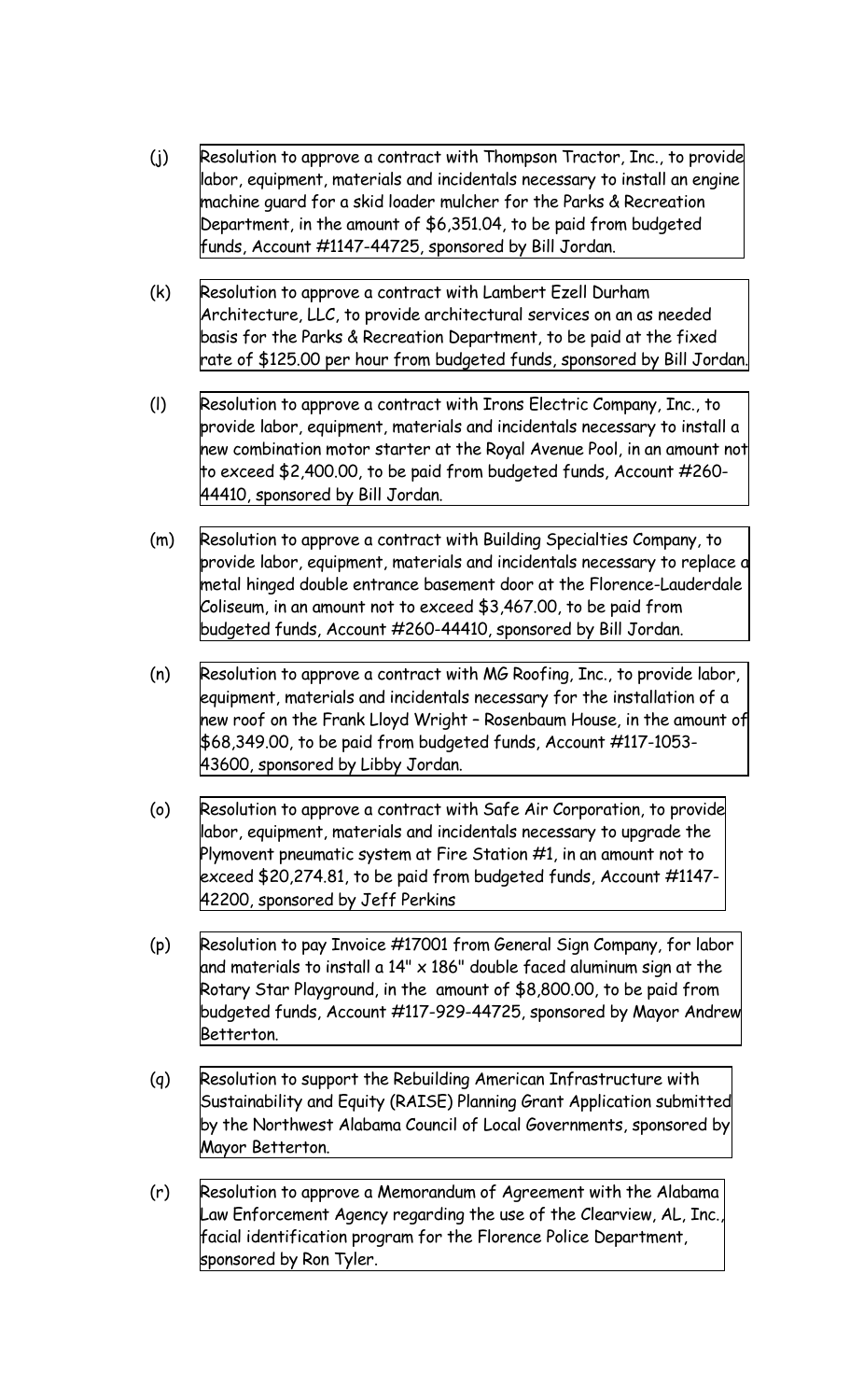(j) Resolution to approve a contract with Thompson Tractor, Inc., to provide labor, equipment, materials and incidentals necessary to install an engine machine guard for a skid loader mulcher for the Parks & Recreation Department, in the amount of $6,351.04, to be paid from budgeted funds, Account #1147-44725, sponsored by Bill Jordan.

(k) Resolution to approve a contract with Lambert Ezell Durham Architecture, LLC, to provide architectural services on an as needed basis for the Parks & Recreation Department, to be paid at the fixed rate of $125.00 per hour from budgeted funds, sponsored by Bill Jordan.

(l) Resolution to approve a contract with Irons Electric Company, Inc., to provide labor, equipment, materials and incidentals necessary to install a new combination motor starter at the Royal Avenue Pool, in an amount not to exceed $2,400.00, to be paid from budgeted funds, Account #260-44410, sponsored by Bill Jordan.

(m) Resolution to approve a contract with Building Specialties Company, to provide labor, equipment, materials and incidentals necessary to replace a metal hinged double entrance basement door at the Florence-Lauderdale Coliseum, in an amount not to exceed $3,467.00, to be paid from budgeted funds, Account #260-44410, sponsored by Bill Jordan.

(n) Resolution to approve a contract with MG Roofing, Inc., to provide labor, equipment, materials and incidentals necessary for the installation of a new roof on the Frank Lloyd Wright – Rosenbaum House, in the amount of $68,349.00, to be paid from budgeted funds, Account #117-1053-43600, sponsored by Libby Jordan.

(o) Resolution to approve a contract with Safe Air Corporation, to provide labor, equipment, materials and incidentals necessary to upgrade the Plymovent pneumatic system at Fire Station #1, in an amount not to exceed $20,274.81, to be paid from budgeted funds, Account #1147-42200, sponsored by Jeff Perkins

(p) Resolution to pay Invoice #17001 from General Sign Company, for labor and materials to install a 14" x 186" double faced aluminum sign at the Rotary Star Playground, in the amount of $8,800.00, to be paid from budgeted funds, Account #117-929-44725, sponsored by Mayor Andrew Betterton.

(q) Resolution to support the Rebuilding American Infrastructure with Sustainability and Equity (RAISE) Planning Grant Application submitted by the Northwest Alabama Council of Local Governments, sponsored by Mayor Betterton.

(r) Resolution to approve a Memorandum of Agreement with the Alabama Law Enforcement Agency regarding the use of the Clearview, AL, Inc., facial identification program for the Florence Police Department, sponsored by Ron Tyler.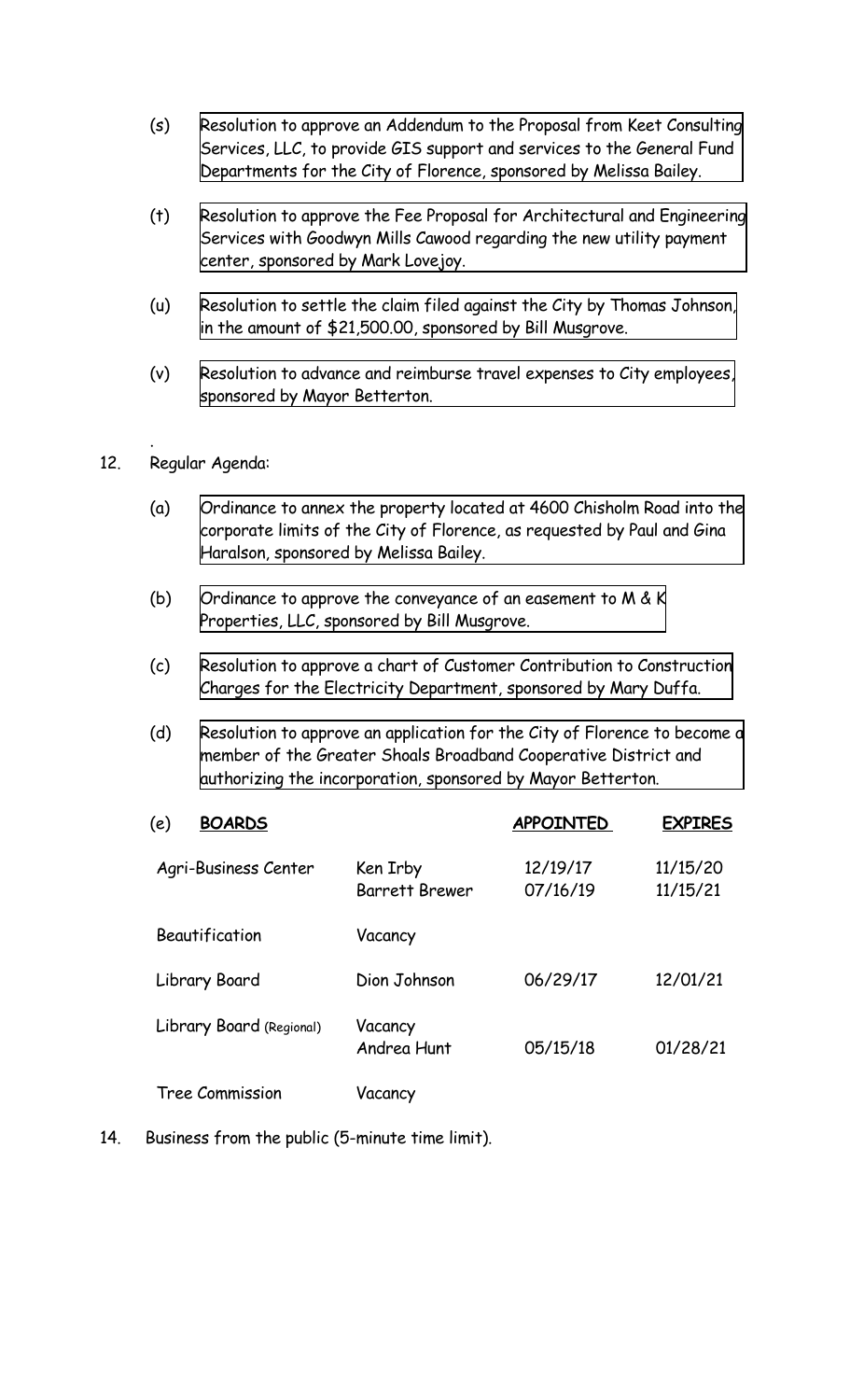(s) Resolution to approve an Addendum to the Proposal from Keet Consulting Services, LLC, to provide GIS support and services to the General Fund Departments for the City of Florence, sponsored by Melissa Bailey.

(t) Resolution to approve the Fee Proposal for Architectural and Engineering Services with Goodwyn Mills Cawood regarding the new utility payment center, sponsored by Mark Lovejoy.

(u) Resolution to settle the claim filed against the City by Thomas Johnson, in the amount of $21,500.00, sponsored by Bill Musgrove.

(v) Resolution to advance and reimburse travel expenses to City employees, sponsored by Mayor Betterton.

12. Regular Agenda:

(a) Ordinance to annex the property located at 4600 Chisholm Road into the corporate limits of the City of Florence, as requested by Paul and Gina Haralson, sponsored by Melissa Bailey.

(b) Ordinance to approve the conveyance of an easement to M & K Properties, LLC, sponsored by Bill Musgrove.

(c) Resolution to approve a chart of Customer Contribution to Construction Charges for the Electricity Department, sponsored by Mary Duffa.

(d) Resolution to approve an application for the City of Florence to become a member of the Greater Shoals Broadband Cooperative District and authorizing the incorporation, sponsored by Mayor Betterton.

(e)

| **BOARDS** | | **APPOINTED** | **EXPIRES** |
|---|---|---|---|
| Agri-Business Center | Ken Irby | 12/19/17 | 11/15/20 |
| | Barrett Brewer | 07/16/19 | 11/15/21 |
| Beautification | Vacancy | | |
| Library Board | Dion Johnson | 06/29/17 | 12/01/21 |
| Library Board (Regional) | Vacancy | | |
| | Andrea Hunt | 05/15/18 | 01/28/21 |
| Tree Commission | Vacancy | | |

14. Business from the public (5-minute time limit).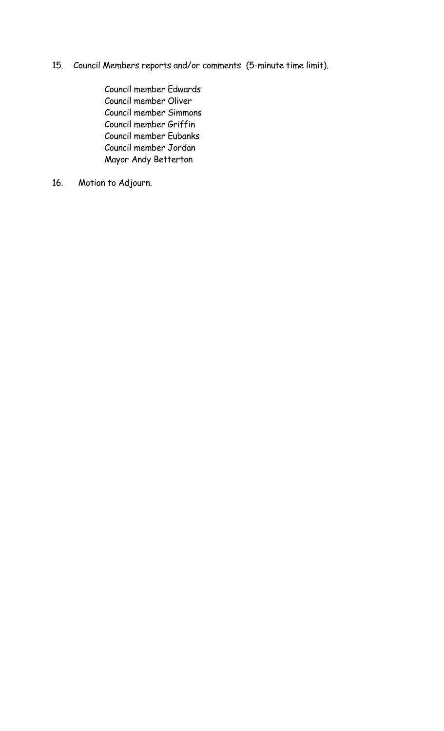15. Council Members reports and/or comments (5-minute time limit).

    Council member Edwards
    Council member Oliver
    Council member Simmons
    Council member Griffin
    Council member Eubanks
    Council member Jordan
    Mayor Andy Betterton

16. Motion to Adjourn.